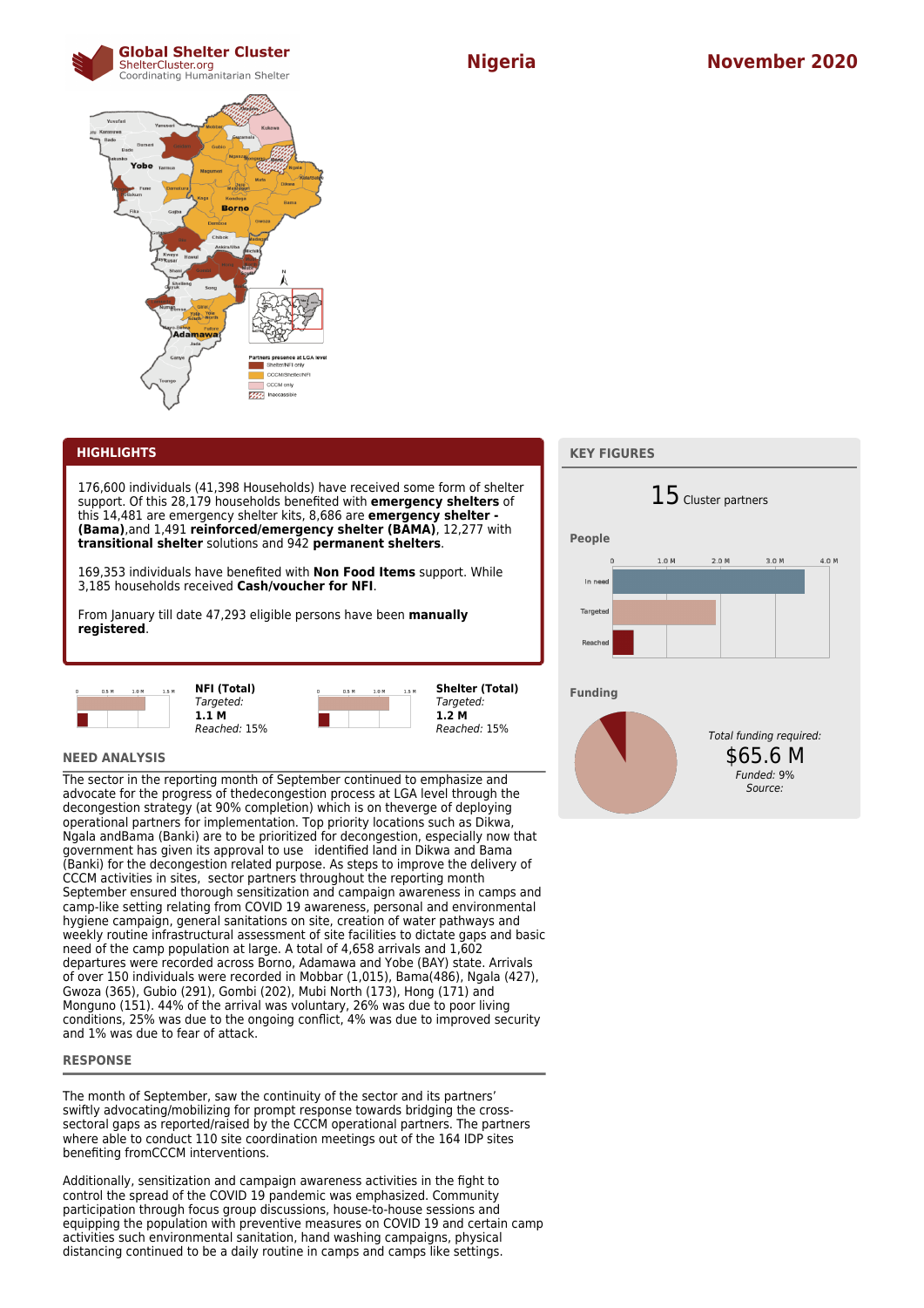# Global Shelter Cluster

ShelterCluster.org
Coordinating Humanitarian Shelter

## Nigeria

## November 2020

Partners presence at LGA level
- Shelter/NFI only
- CCCM/Shelter/NFI
- CCCM only
- Inaccessible

## HIGHLIGHTS

176,600 individuals (41,398 Households) have received some form of shelter support. Of this 28,179 households benefited with **emergency shelters** of this 14,481 are emergency shelter kits, 8,686 are **emergency shelter - (Bama)**,and 1,491 **reinforced/emergency shelter (BAMA)**, 12,277 with **transitional shelter** solutions and 942 **permanent shelters**.

169,353 individuals have benefited with **Non Food Items** support. While 3,185 households received **Cash/voucher for NFI**.

From January till date 47,293 eligible persons have been **manually registered**.

**NFI (Total)**
*Targeted:*
**1.1 M**
*Reached:* 15%

**Shelter (Total)**
*Targeted:*
**1.2 M**
*Reached:* 15%

## KEY FIGURES

15 Cluster partners

### People

In need, Targeted, Reached (scale 0 – 4.0 M)

### Funding

*Total funding required:*
$65.6 M
*Funded:* 9%
*Source:*

## NEED ANALYSIS

The sector in the reporting month of September continued to emphasize and advocate for the progress of thedecongestion process at LGA level through the decongestion strategy (at 90% completion) which is on theverge of deploying operational partners for implementation. Top priority locations such as Dikwa, Ngala andBama (Banki) are to be prioritized for decongestion, especially now that government has given its approval to use identified land in Dikwa and Bama (Banki) for the decongestion related purpose. As steps to improve the delivery of CCCM activities in sites, sector partners throughout the reporting month September ensured thorough sensitization and campaign awareness in camps and camp-like setting relating from COVID 19 awareness, personal and environmental hygiene campaign, general sanitations on site, creation of water pathways and weekly routine infrastructural assessment of site facilities to dictate gaps and basic need of the camp population at large. A total of 4,658 arrivals and 1,602 departures were recorded across Borno, Adamawa and Yobe (BAY) state. Arrivals of over 150 individuals were recorded in Mobbar (1,015), Bama(486), Ngala (427), Gwoza (365), Gubio (291), Gombi (202), Mubi North (173), Hong (171) and Monguno (151). 44% of the arrival was voluntary, 26% was due to poor living conditions, 25% was due to the ongoing conflict, 4% was due to improved security and 1% was due to fear of attack.

## RESPONSE

The month of September, saw the continuity of the sector and its partners' swiftly advocating/mobilizing for prompt response towards bridging the cross-sectoral gaps as reported/raised by the CCCM operational partners. The partners where able to conduct 110 site coordination meetings out of the 164 IDP sites benefiting fromCCCM interventions.

Additionally, sensitization and campaign awareness activities in the fight to control the spread of the COVID 19 pandemic was emphasized. Community participation through focus group discussions, house-to-house sessions and equipping the population with preventive measures on COVID 19 and certain camp activities such environmental sanitation, hand washing campaigns, physical distancing continued to be a daily routine in camps and camps like settings.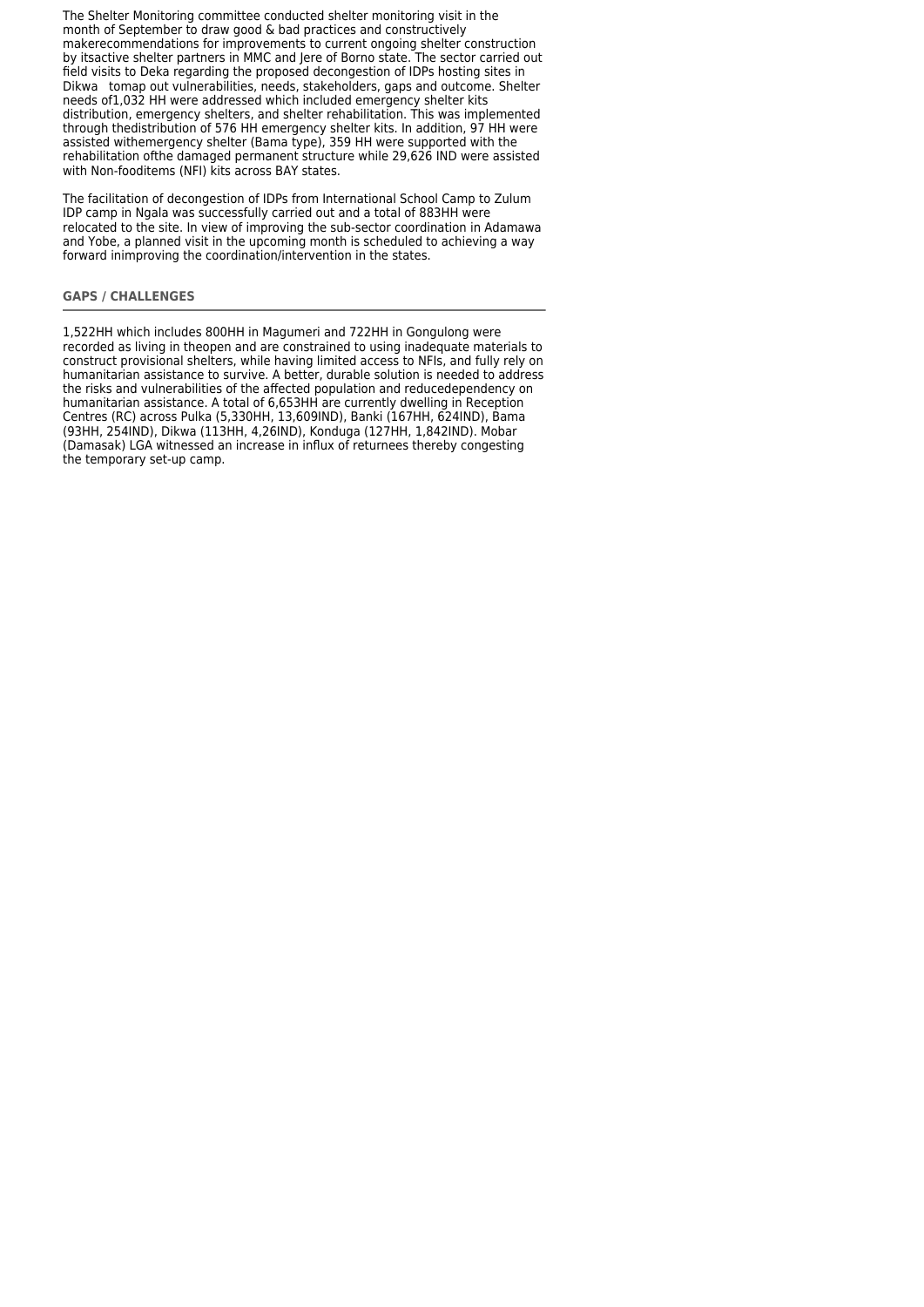The Shelter Monitoring committee conducted shelter monitoring visit in the month of September to draw good & bad practices and constructively makerecommendations for improvements to current ongoing shelter construction by itsactive shelter partners in MMC and Jere of Borno state. The sector carried out field visits to Deka regarding the proposed decongestion of IDPs hosting sites in Dikwa tomap out vulnerabilities, needs, stakeholders, gaps and outcome. Shelter needs of1,032 HH were addressed which included emergency shelter kits distribution, emergency shelters, and shelter rehabilitation. This was implemented through thedistribution of 576 HH emergency shelter kits. In addition, 97 HH were assisted withemergency shelter (Bama type), 359 HH were supported with the rehabilitation ofthe damaged permanent structure while 29,626 IND were assisted with Non-fooditems (NFI) kits across BAY states.

The facilitation of decongestion of IDPs from International School Camp to Zulum IDP camp in Ngala was successfully carried out and a total of 883HH were relocated to the site. In view of improving the sub-sector coordination in Adamawa and Yobe, a planned visit in the upcoming month is scheduled to achieving a way forward inimproving the coordination/intervention in the states.

## GAPS / CHALLENGES

1,522HH which includes 800HH in Magumeri and 722HH in Gongulong were recorded as living in theopen and are constrained to using inadequate materials to construct provisional shelters, while having limited access to NFIs, and fully rely on humanitarian assistance to survive. A better, durable solution is needed to address the risks and vulnerabilities of the affected population and reducedependency on humanitarian assistance. A total of 6,653HH are currently dwelling in Reception Centres (RC) across Pulka (5,330HH, 13,609IND), Banki (167HH, 624IND), Bama (93HH, 254IND), Dikwa (113HH, 4,26IND), Konduga (127HH, 1,842IND). Mobar (Damasak) LGA witnessed an increase in influx of returnees thereby congesting the temporary set-up camp.